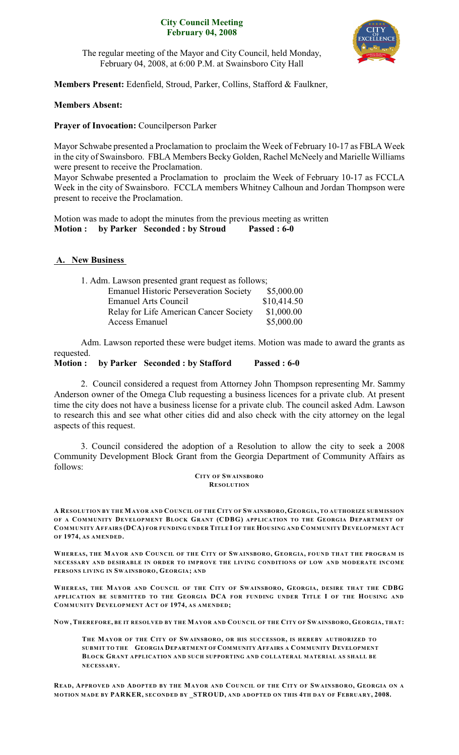# City Council Meeting
# February 04, 2008

The regular meeting of the Mayor and City Council, held Monday, February 04, 2008, at 6:00 P.M. at Swainsboro City Hall

**Members Present:** Edenfield, Stroud, Parker, Collins, Stafford & Faulkner,

**Members Absent:**

**Prayer of Invocation:** Councilperson Parker

Mayor Schwabe presented a Proclamation to proclaim the Week of February 10-17 as FBLA Week in the city of Swainsboro. FBLA Members Becky Golden, Rachel McNeely and Marielle Williams were present to receive the Proclamation.

Mayor Schwabe presented a Proclamation to proclaim the Week of February 10-17 as FCCLA Week in the city of Swainsboro. FCCLA members Whitney Calhoun and Jordan Thompson were present to receive the Proclamation.

Motion was made to adopt the minutes from the previous meeting as written
**Motion : by Parker Seconded : by Stroud Passed : 6-0**

## A. New Business

1. Adm. Lawson presented grant request as follows;

| | |
|---|---|
| Emanuel Historic Perseveration Society | $5,000.00 |
| Emanuel Arts Council | $10,414.50 |
| Relay for Life American Cancer Society | $1,000.00 |
| Access Emanuel | $5,000.00 |

Adm. Lawson reported these were budget items. Motion was made to award the grants as requested.
**Motion : by Parker Seconded : by Stafford Passed : 6-0**

2. Council considered a request from Attorney John Thompson representing Mr. Sammy Anderson owner of the Omega Club requesting a business licences for a private club. At present time the city does not have a business license for a private club. The council asked Adm. Lawson to research this and see what other cities did and also check with the city attorney on the legal aspects of this request.

3. Council considered the adoption of a Resolution to allow the city to seek a 2008 Community Development Block Grant from the Georgia Department of Community Affairs as follows:

**CITY OF SWAINSBORO**
**RESOLUTION**

**A RESOLUTION BY THE MAYOR AND COUNCIL OF THE CITY OF SWAINSBORO, GEORGIA, TO AUTHORIZE SUBMISSION OF A COMMUNITY DEVELOPMENT BLOCK GRANT (CDBG) APPLICATION TO THE GEORGIA DEPARTMENT OF COMMUNITY AFFAIRS (DCA) FOR FUNDING UNDER TITLE I OF THE HOUSING AND COMMUNITY DEVELOPMENT ACT OF 1974, AS AMENDED.**

**WHEREAS, THE MAYOR AND COUNCIL OF THE CITY OF SWAINSBORO, GEORGIA, FOUND THAT THE PROGRAM IS NECESSARY AND DESIRABLE IN ORDER TO IMPROVE THE LIVING CONDITIONS OF LOW AND MODERATE INCOME PERSONS LIVING IN SWAINSBORO, GEORGIA; AND**

**WHEREAS, THE MAYOR AND COUNCIL OF THE CITY OF SWAINSBORO, GEORGIA, DESIRE THAT THE CDBG APPLICATION BE SUBMITTED TO THE GEORGIA DCA FOR FUNDING UNDER TITLE I OF THE HOUSING AND COMMUNITY DEVELOPMENT ACT OF 1974, AS AMENDED;**

**NOW, THEREFORE, BE IT RESOLVED BY THE MAYOR AND COUNCIL OF THE CITY OF SWAINSBORO, GEORGIA, THAT:**

> **THE MAYOR OF THE CITY OF SWAINSBORO, OR HIS SUCCESSOR, IS HEREBY AUTHORIZED TO SUBMIT TO THE GEORGIA DEPARTMENT OF COMMUNITY AFFAIRS A COMMUNITY DEVELOPMENT BLOCK GRANT APPLICATION AND SUCH SUPPORTING AND COLLATERAL MATERIAL AS SHALL BE NECESSARY.**

**READ, APPROVED AND ADOPTED BY THE MAYOR AND COUNCIL OF THE CITY OF SWAINSBORO, GEORGIA ON A MOTION MADE BY PARKER, SECONDED BY _STROUD, AND ADOPTED ON THIS 4TH DAY OF FEBRUARY, 2008.**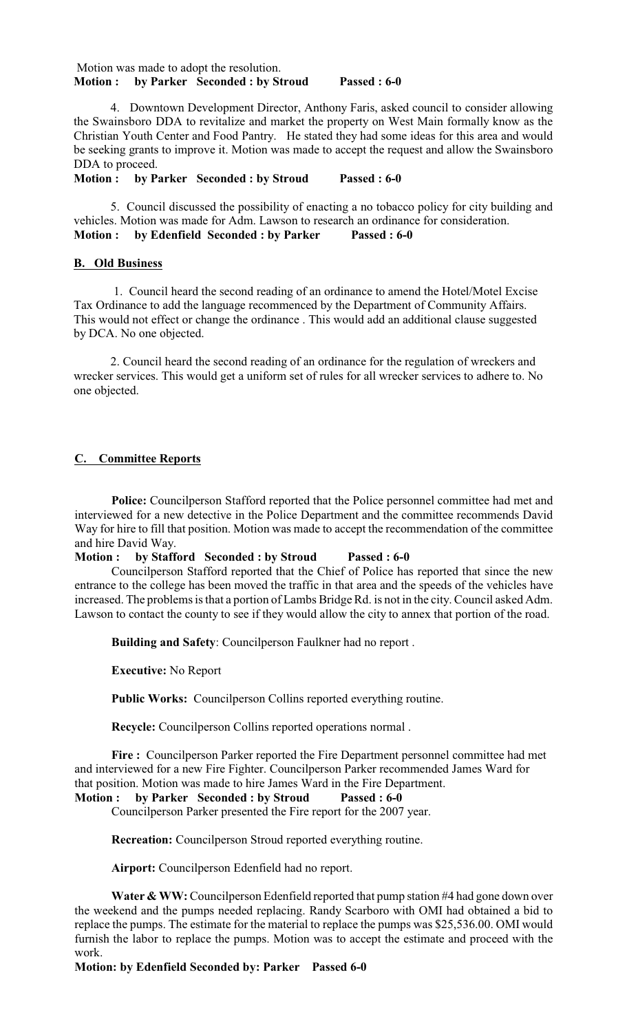Motion was made to adopt the resolution.

**Motion : by Parker Seconded : by Stroud Passed : 6-0**

4. Downtown Development Director, Anthony Faris, asked council to consider allowing the Swainsboro DDA to revitalize and market the property on West Main formally know as the Christian Youth Center and Food Pantry. He stated they had some ideas for this area and would be seeking grants to improve it. Motion was made to accept the request and allow the Swainsboro DDA to proceed.

**Motion : by Parker Seconded : by Stroud Passed : 6-0**

5. Council discussed the possibility of enacting a no tobacco policy for city building and vehicles. Motion was made for Adm. Lawson to research an ordinance for consideration.

**Motion : by Edenfield Seconded : by Parker Passed : 6-0**

**B. Old Business**

1. Council heard the second reading of an ordinance to amend the Hotel/Motel Excise Tax Ordinance to add the language recommenced by the Department of Community Affairs. This would not effect or change the ordinance . This would add an additional clause suggested by DCA. No one objected.

2. Council heard the second reading of an ordinance for the regulation of wreckers and wrecker services. This would get a uniform set of rules for all wrecker services to adhere to. No one objected.

**C. Committee Reports**

**Police:** Councilperson Stafford reported that the Police personnel committee had met and interviewed for a new detective in the Police Department and the committee recommends David Way for hire to fill that position. Motion was made to accept the recommendation of the committee and hire David Way.

**Motion : by Stafford Seconded : by Stroud Passed : 6-0**

Councilperson Stafford reported that the Chief of Police has reported that since the new entrance to the college has been moved the traffic in that area and the speeds of the vehicles have increased. The problems is that a portion of Lambs Bridge Rd. is not in the city. Council asked Adm. Lawson to contact the county to see if they would allow the city to annex that portion of the road.

**Building and Safety**: Councilperson Faulkner had no report .

**Executive:** No Report

**Public Works:** Councilperson Collins reported everything routine.

**Recycle:** Councilperson Collins reported operations normal .

**Fire :** Councilperson Parker reported the Fire Department personnel committee had met and interviewed for a new Fire Fighter. Councilperson Parker recommended James Ward for that position. Motion was made to hire James Ward in the Fire Department.

**Motion : by Parker Seconded : by Stroud Passed : 6-0**

Councilperson Parker presented the Fire report for the 2007 year.

**Recreation:** Councilperson Stroud reported everything routine.

**Airport:** Councilperson Edenfield had no report.

**Water & WW:** Councilperson Edenfield reported that pump station #4 had gone down over the weekend and the pumps needed replacing. Randy Scarboro with OMI had obtained a bid to replace the pumps. The estimate for the material to replace the pumps was $25,536.00. OMI would furnish the labor to replace the pumps. Motion was to accept the estimate and proceed with the work.

**Motion: by Edenfield Seconded by: Parker Passed 6-0**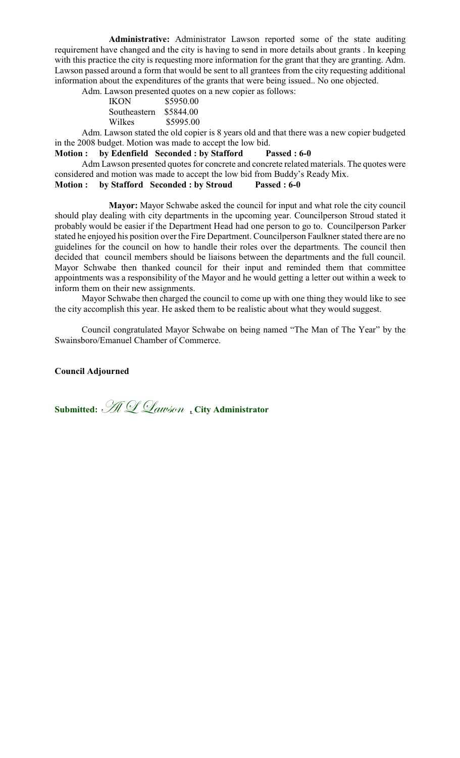**Administrative:** Administrator Lawson reported some of the state auditing requirement have changed and the city is having to send in more details about grants . In keeping with this practice the city is requesting more information for the grant that they are granting. Adm. Lawson passed around a form that would be sent to all grantees from the city requesting additional information about the expenditures of the grants that were being issued.. No one objected.

Adm. Lawson presented quotes on a new copier as follows:

| | |
|---|---|
| IKON | $5950.00 |
| Southeastern | $5844.00 |
| Wilkes | $5995.00 |

Adm. Lawson stated the old copier is 8 years old and that there was a new copier budgeted in the 2008 budget. Motion was made to accept the low bid.

**Motion : by Edenfield Seconded : by Stafford Passed : 6-0**

Adm Lawson presented quotes for concrete and concrete related materials. The quotes were considered and motion was made to accept the low bid from Buddy's Ready Mix.

**Motion : by Stafford Seconded : by Stroud Passed : 6-0**

**Mayor:** Mayor Schwabe asked the council for input and what role the city council should play dealing with city departments in the upcoming year. Councilperson Stroud stated it probably would be easier if the Department Head had one person to go to. Councilperson Parker stated he enjoyed his position over the Fire Department. Councilperson Faulkner stated there are no guidelines for the council on how to handle their roles over the departments. The council then decided that council members should be liaisons between the departments and the full council. Mayor Schwabe then thanked council for their input and reminded them that committee appointments was a responsibility of the Mayor and he would getting a letter out within a week to inform them on their new assignments.

Mayor Schwabe then charged the council to come up with one thing they would like to see the city accomplish this year. He asked them to be realistic about what they would suggest.

Council congratulated Mayor Schwabe on being named "The Man of The Year" by the Swainsboro/Emanuel Chamber of Commerce.

**Council Adjourned**

**Submitted:** *Al L Lawson* **, City Administrator**